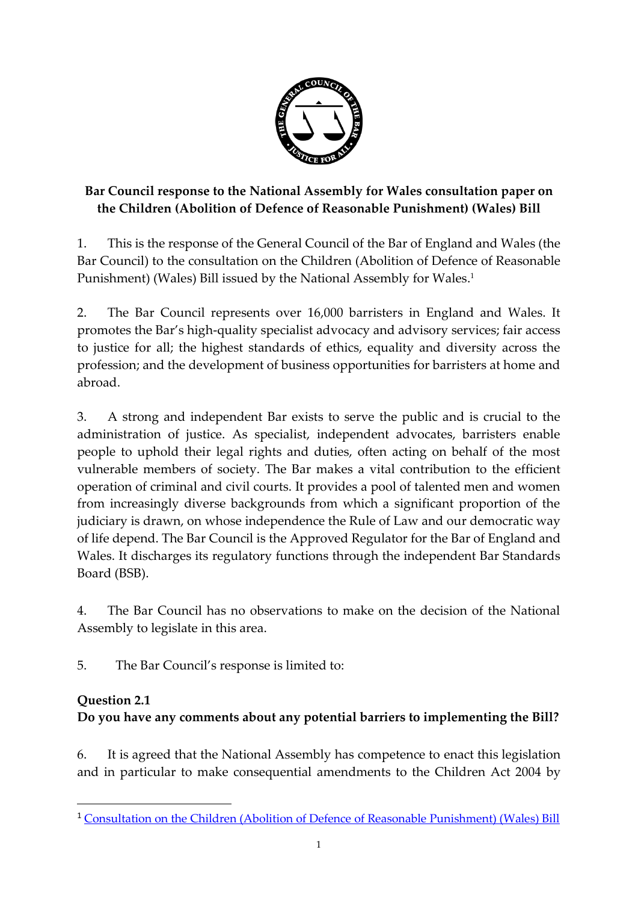**Bar Council response to the National Assembly for Wales consultation paper on the Children (Abolition of Defence of Reasonable Punishment) (Wales) Bill**

1. This is the response of the General Council of the Bar of England and Wales (the Bar Council) to the consultation on the Children (Abolition of Defence of Reasonable Punishment) (Wales) Bill issued by the National Assembly for Wales.[1]

2. The Bar Council represents over 16,000 barristers in England and Wales. It promotes the Bar's high-quality specialist advocacy and advisory services; fair access to justice for all; the highest standards of ethics, equality and diversity across the profession; and the development of business opportunities for barristers at home and abroad.

3. A strong and independent Bar exists to serve the public and is crucial to the administration of justice. As specialist, independent advocates, barristers enable people to uphold their legal rights and duties, often acting on behalf of the most vulnerable members of society. The Bar makes a vital contribution to the efficient operation of criminal and civil courts. It provides a pool of talented men and women from increasingly diverse backgrounds from which a significant proportion of the judiciary is drawn, on whose independence the Rule of Law and our democratic way of life depend. The Bar Council is the Approved Regulator for the Bar of England and Wales. It discharges its regulatory functions through the independent Bar Standards Board (BSB).

4. The Bar Council has no observations to make on the decision of the National Assembly to legislate in this area.

5. The Bar Council's response is limited to:

**Question 2.1**
**Do you have any comments about any potential barriers to implementing the Bill?**

6. It is agreed that the National Assembly has competence to enact this legislation and in particular to make consequential amendments to the Children Act 2004 by

[1] Consultation on the Children (Abolition of Defence of Reasonable Punishment) (Wales) Bill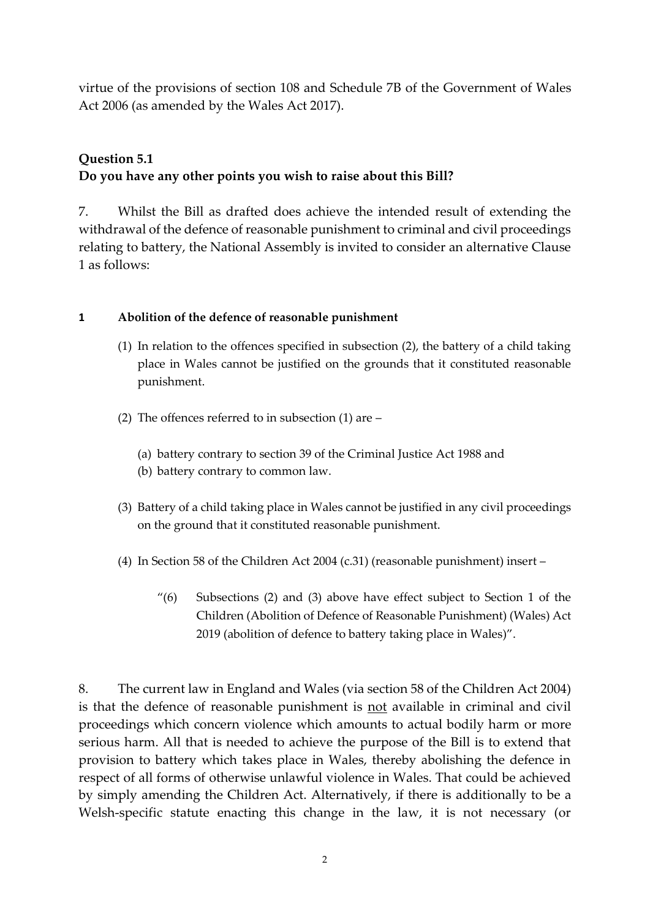virtue of the provisions of section 108 and Schedule 7B of the Government of Wales Act 2006 (as amended by the Wales Act 2017).

**Question 5.1**
**Do you have any other points you wish to raise about this Bill?**

7. Whilst the Bill as drafted does achieve the intended result of extending the withdrawal of the defence of reasonable punishment to criminal and civil proceedings relating to battery, the National Assembly is invited to consider an alternative Clause 1 as follows:

**1 Abolition of the defence of reasonable punishment**

(1) In relation to the offences specified in subsection (2), the battery of a child taking place in Wales cannot be justified on the grounds that it constituted reasonable punishment.

(2) The offences referred to in subsection (1) are –

(a) battery contrary to section 39 of the Criminal Justice Act 1988 and
(b) battery contrary to common law.

(3) Battery of a child taking place in Wales cannot be justified in any civil proceedings on the ground that it constituted reasonable punishment.

(4) In Section 58 of the Children Act 2004 (c.31) (reasonable punishment) insert –

"(6) Subsections (2) and (3) above have effect subject to Section 1 of the Children (Abolition of Defence of Reasonable Punishment) (Wales) Act 2019 (abolition of defence to battery taking place in Wales)".

8. The current law in England and Wales (via section 58 of the Children Act 2004) is that the defence of reasonable punishment is <u>not</u> available in criminal and civil proceedings which concern violence which amounts to actual bodily harm or more serious harm. All that is needed to achieve the purpose of the Bill is to extend that provision to battery which takes place in Wales, thereby abolishing the defence in respect of all forms of otherwise unlawful violence in Wales. That could be achieved by simply amending the Children Act. Alternatively, if there is additionally to be a Welsh-specific statute enacting this change in the law, it is not necessary (or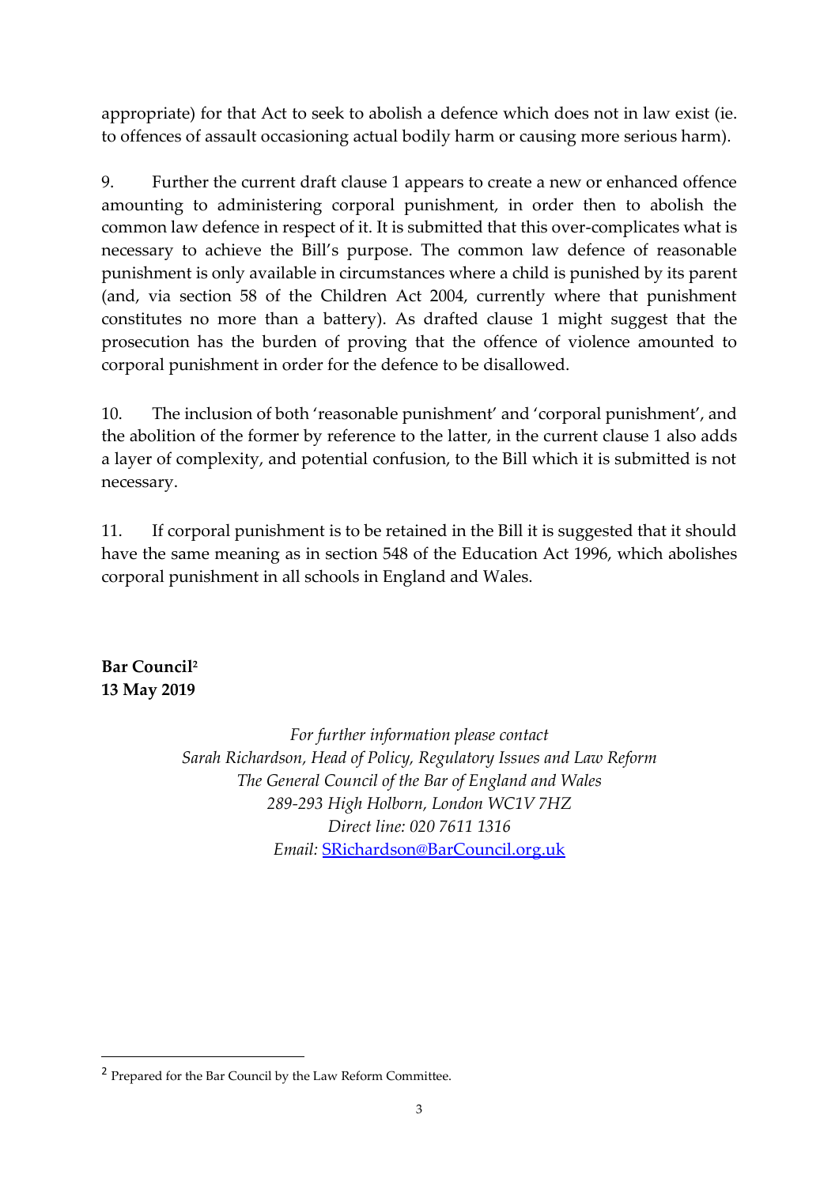appropriate) for that Act to seek to abolish a defence which does not in law exist (ie. to offences of assault occasioning actual bodily harm or causing more serious harm).

9. Further the current draft clause 1 appears to create a new or enhanced offence amounting to administering corporal punishment, in order then to abolish the common law defence in respect of it. It is submitted that this over-complicates what is necessary to achieve the Bill's purpose. The common law defence of reasonable punishment is only available in circumstances where a child is punished by its parent (and, via section 58 of the Children Act 2004, currently where that punishment constitutes no more than a battery). As drafted clause 1 might suggest that the prosecution has the burden of proving that the offence of violence amounted to corporal punishment in order for the defence to be disallowed.

10. The inclusion of both 'reasonable punishment' and 'corporal punishment', and the abolition of the former by reference to the latter, in the current clause 1 also adds a layer of complexity, and potential confusion, to the Bill which it is submitted is not necessary.

11. If corporal punishment is to be retained in the Bill it is suggested that it should have the same meaning as in section 548 of the Education Act 1996, which abolishes corporal punishment in all schools in England and Wales.

**Bar Council[2]**
**13 May 2019**

*For further information please contact*
*Sarah Richardson, Head of Policy, Regulatory Issues and Law Reform*
*The General Council of the Bar of England and Wales*
*289-293 High Holborn, London WC1V 7HZ*
*Direct line: 020 7611 1316*
*Email:* SRichardson@BarCouncil.org.uk

[2] Prepared for the Bar Council by the Law Reform Committee.